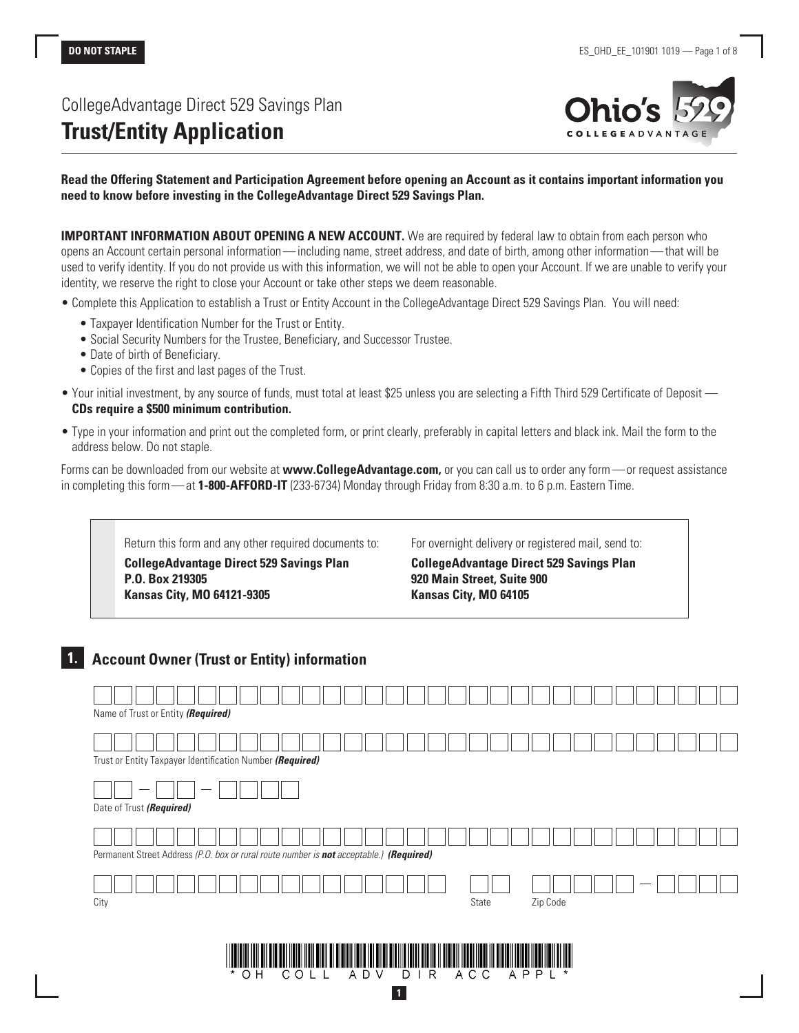**DO NOT STAPLE**

CollegeAdvantage Direct 529 Savings Plan

# Trust/Entity Application

**Read the Offering Statement and Participation Agreement before opening an Account as it contains important information you need to know before investing in the CollegeAdvantage Direct 529 Savings Plan.**

**IMPORTANT INFORMATION ABOUT OPENING A NEW ACCOUNT.** We are required by federal law to obtain from each person who opens an Account certain personal information — including name, street address, and date of birth, among other information — that will be used to verify identity. If you do not provide us with this information, we will not be able to open your Account. If we are unable to verify your identity, we reserve the right to close your Account or take other steps we deem reasonable.

- Complete this Application to establish a Trust or Entity Account in the CollegeAdvantage Direct 529 Savings Plan. You will need:
  - Taxpayer Identification Number for the Trust or Entity.
  - Social Security Numbers for the Trustee, Beneficiary, and Successor Trustee.
  - Date of birth of Beneficiary.
  - Copies of the first and last pages of the Trust.
- Your initial investment, by any source of funds, must total at least $25 unless you are selecting a Fifth Third 529 Certificate of Deposit — **CDs require a $500 minimum contribution.**
- Type in your information and print out the completed form, or print clearly, preferably in capital letters and black ink. Mail the form to the address below. Do not staple.

Forms can be downloaded from our website at **www.CollegeAdvantage.com,** or you can call us to order any form — or request assistance in completing this form — at **1-800-AFFORD-IT** (233-6734) Monday through Friday from 8:30 a.m. to 6 p.m. Eastern Time.

Return this form and any other required documents to:
**CollegeAdvantage Direct 529 Savings Plan**
**P.O. Box 219305**
**Kansas City, MO 64121-9305**

For overnight delivery or registered mail, send to:
**CollegeAdvantage Direct 529 Savings Plan**
**920 Main Street, Suite 900**
**Kansas City, MO 64105**

## 1. Account Owner (Trust or Entity) information

Name of Trust or Entity ***(Required)***

Trust or Entity Taxpayer Identification Number ***(Required)***

\_\_ – \_\_ – \_\_\_\_
Date of Trust ***(Required)***

Permanent Street Address *(P.O. box or rural route number is* ***not*** *acceptable.)* ***(Required)***

City | State | Zip Code

*OH COLL ADV DIR ACC APPL*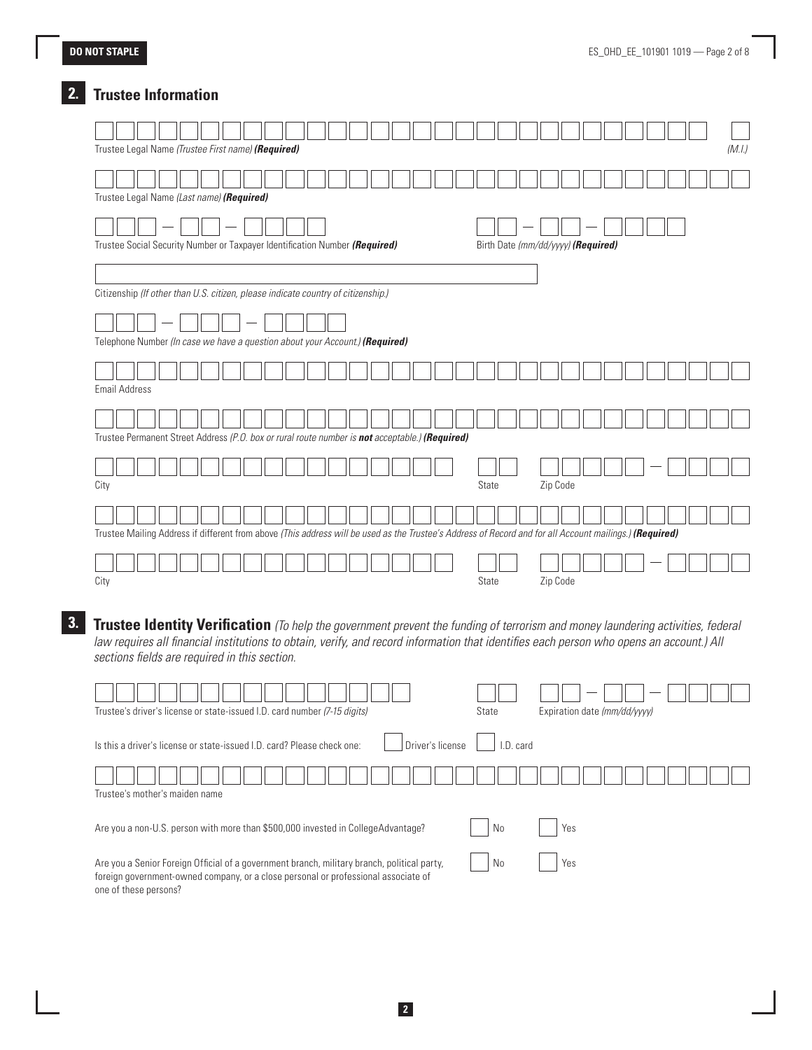DO NOT STAPLE

## 2. Trustee Information

Trustee Legal Name *(Trustee First name)* ***(Required)*** *(M.I.)*

Trustee Legal Name *(Last name)* ***(Required)***

Trustee Social Security Number or Taxpayer Identification Number ***(Required)***

Birth Date *(mm/dd/yyyy)* ***(Required)***

Citizenship *(If other than U.S. citizen, please indicate country of citizenship.)*

Telephone Number *(In case we have a question about your Account.)* ***(Required)***

Email Address

Trustee Permanent Street Address *(P.O. box or rural route number is **not** acceptable.)* ***(Required)***

City | State | Zip Code

Trustee Mailing Address if different from above *(This address will be used as the Trustee's Address of Record and for all Account mailings.)* ***(Required)***

City | State | Zip Code

## 3. Trustee Identity Verification

*(To help the government prevent the funding of terrorism and money laundering activities, federal law requires all financial institutions to obtain, verify, and record information that identifies each person who opens an account.) All sections fields are required in this section.*

Trustee's driver's license or state-issued I.D. card number *(7-15 digits)* | State | Expiration date *(mm/dd/yyyy)*

Is this a driver's license or state-issued I.D. card? Please check one: ☐ Driver's license ☐ I.D. card

Trustee's mother's maiden name

Are you a non-U.S. person with more than $500,000 invested in CollegeAdvantage? ☐ No ☐ Yes

Are you a Senior Foreign Official of a government branch, military branch, political party, foreign government-owned company, or a close personal or professional associate of one of these persons? ☐ No ☐ Yes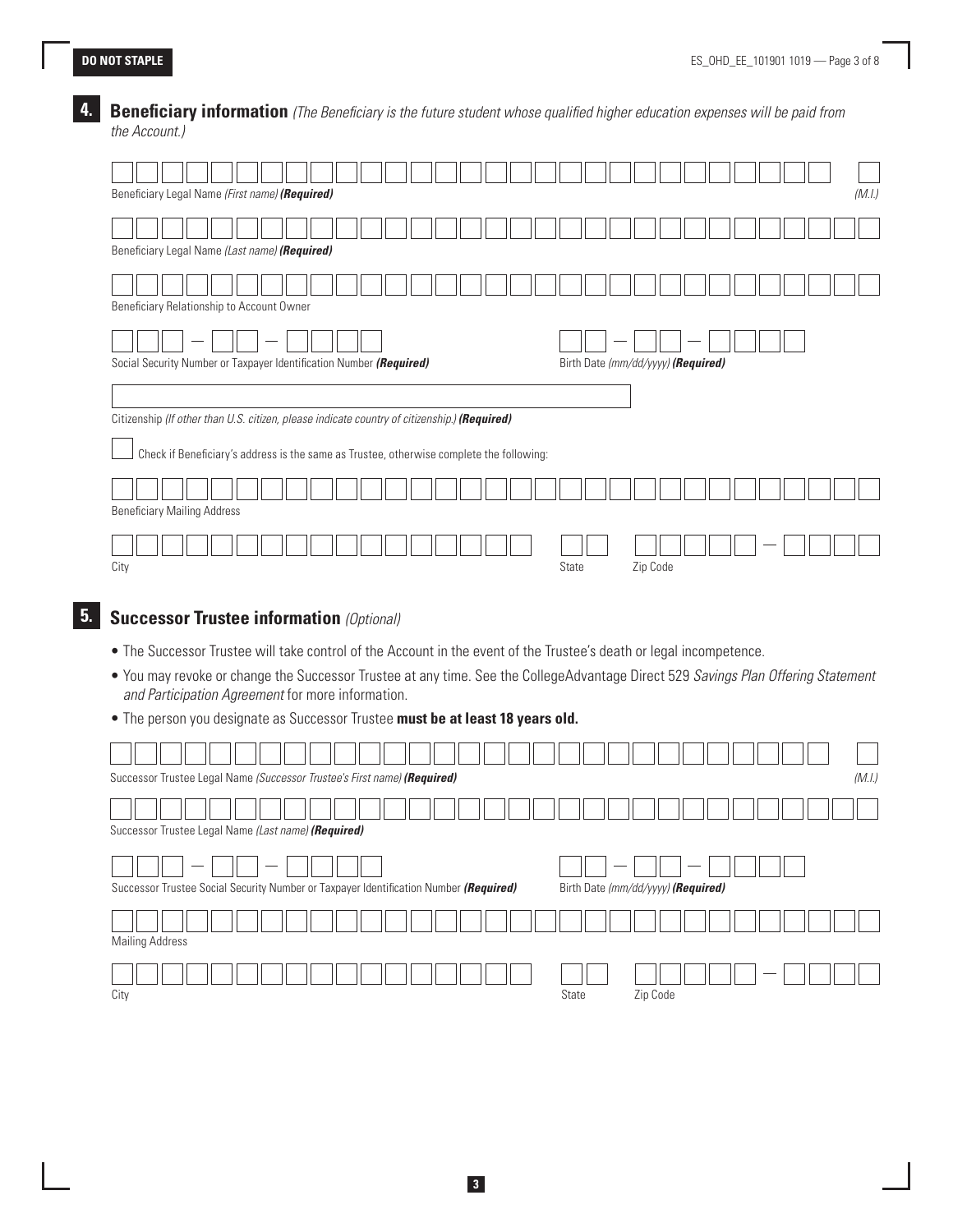DO NOT STAPLE

## 4. Beneficiary information *(The Beneficiary is the future student whose qualified higher education expenses will be paid from the Account.)*

Beneficiary Legal Name *(First name)* ***(Required)*** *(M.I.)*

Beneficiary Legal Name *(Last name)* ***(Required)***

Beneficiary Relationship to Account Owner

Social Security Number or Taxpayer Identification Number ***(Required)***

Birth Date *(mm/dd/yyyy)* ***(Required)***

Citizenship *(If other than U.S. citizen, please indicate country of citizenship.)* ***(Required)***

☐ Check if Beneficiary's address is the same as Trustee, otherwise complete the following:

Beneficiary Mailing Address

City State Zip Code

## 5. Successor Trustee information *(Optional)*

- The Successor Trustee will take control of the Account in the event of the Trustee's death or legal incompetence.
- You may revoke or change the Successor Trustee at any time. See the CollegeAdvantage Direct 529 *Savings Plan Offering Statement and Participation Agreement* for more information.
- The person you designate as Successor Trustee **must be at least 18 years old.**

Successor Trustee Legal Name *(Successor Trustee's First name)* ***(Required)*** *(M.I.)*

Successor Trustee Legal Name *(Last name)* ***(Required)***

Successor Trustee Social Security Number or Taxpayer Identification Number ***(Required)***

Birth Date *(mm/dd/yyyy)* ***(Required)***

Mailing Address

City State Zip Code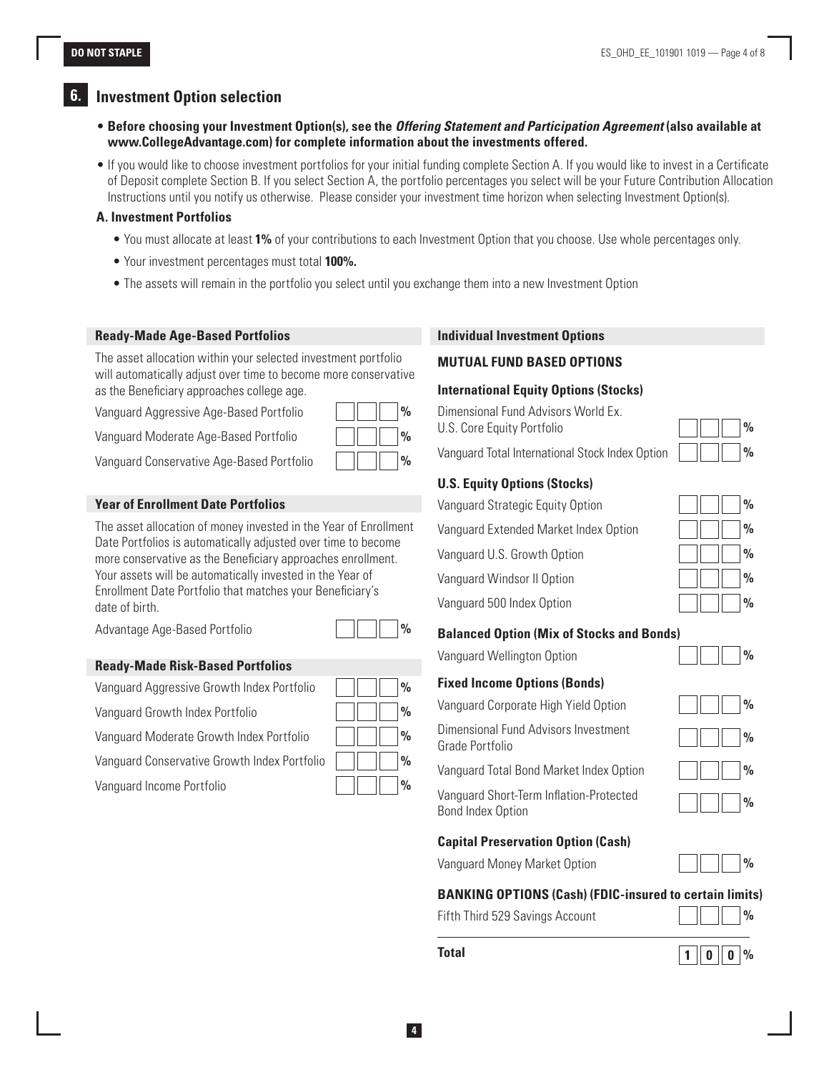DO NOT STAPLE

## 6. Investment Option selection

- **Before choosing your Investment Option(s), see the *Offering Statement and Participation Agreement* (also available at www.CollegeAdvantage.com) for complete information about the investments offered.**
- If you would like to choose investment portfolios for your initial funding complete Section A. If you would like to invest in a Certificate of Deposit complete Section B. If you select Section A, the portfolio percentages you select will be your Future Contribution Allocation Instructions until you notify us otherwise. Please consider your investment time horizon when selecting Investment Option(s).

### A. Investment Portfolios

- You must allocate at least **1%** of your contributions to each Investment Option that you choose. Use whole percentages only.
- Your investment percentages must total **100%.**
- The assets will remain in the portfolio you select until you exchange them into a new Investment Option

#### Ready-Made Age-Based Portfolios

The asset allocation within your selected investment portfolio will automatically adjust over time to become more conservative as the Beneficiary approaches college age.

| Portfolio | Allocation |
|---|---|
| Vanguard Aggressive Age-Based Portfolio | % |
| Vanguard Moderate Age-Based Portfolio | % |
| Vanguard Conservative Age-Based Portfolio | % |

#### Year of Enrollment Date Portfolios

The asset allocation of money invested in the Year of Enrollment Date Portfolios is automatically adjusted over time to become more conservative as the Beneficiary approaches enrollment. Your assets will be automatically invested in the Year of Enrollment Date Portfolio that matches your Beneficiary's date of birth.

| Portfolio | Allocation |
|---|---|
| Advantage Age-Based Portfolio | % |

#### Ready-Made Risk-Based Portfolios

| Portfolio | Allocation |
|---|---|
| Vanguard Aggressive Growth Index Portfolio | % |
| Vanguard Growth Index Portfolio | % |
| Vanguard Moderate Growth Index Portfolio | % |
| Vanguard Conservative Growth Index Portfolio | % |
| Vanguard Income Portfolio | % |

#### Individual Investment Options

**MUTUAL FUND BASED OPTIONS**

**International Equity Options (Stocks)**

| Option | Allocation |
|---|---|
| Dimensional Fund Advisors World Ex. U.S. Core Equity Portfolio | % |
| Vanguard Total International Stock Index Option | % |

**U.S. Equity Options (Stocks)**

| Option | Allocation |
|---|---|
| Vanguard Strategic Equity Option | % |
| Vanguard Extended Market Index Option | % |
| Vanguard U.S. Growth Option | % |
| Vanguard Windsor II Option | % |
| Vanguard 500 Index Option | % |

**Balanced Option (Mix of Stocks and Bonds)**

| Option | Allocation |
|---|---|
| Vanguard Wellington Option | % |

**Fixed Income Options (Bonds)**

| Option | Allocation |
|---|---|
| Vanguard Corporate High Yield Option | % |
| Dimensional Fund Advisors Investment Grade Portfolio | % |
| Vanguard Total Bond Market Index Option | % |
| Vanguard Short-Term Inflation-Protected Bond Index Option | % |

**Capital Preservation Option (Cash)**

| Option | Allocation |
|---|---|
| Vanguard Money Market Option | % |

**BANKING OPTIONS (Cash) (FDIC-insured to certain limits)**

| Option | Allocation |
|---|---|
| Fifth Third 529 Savings Account | % |
| **Total** | 100% |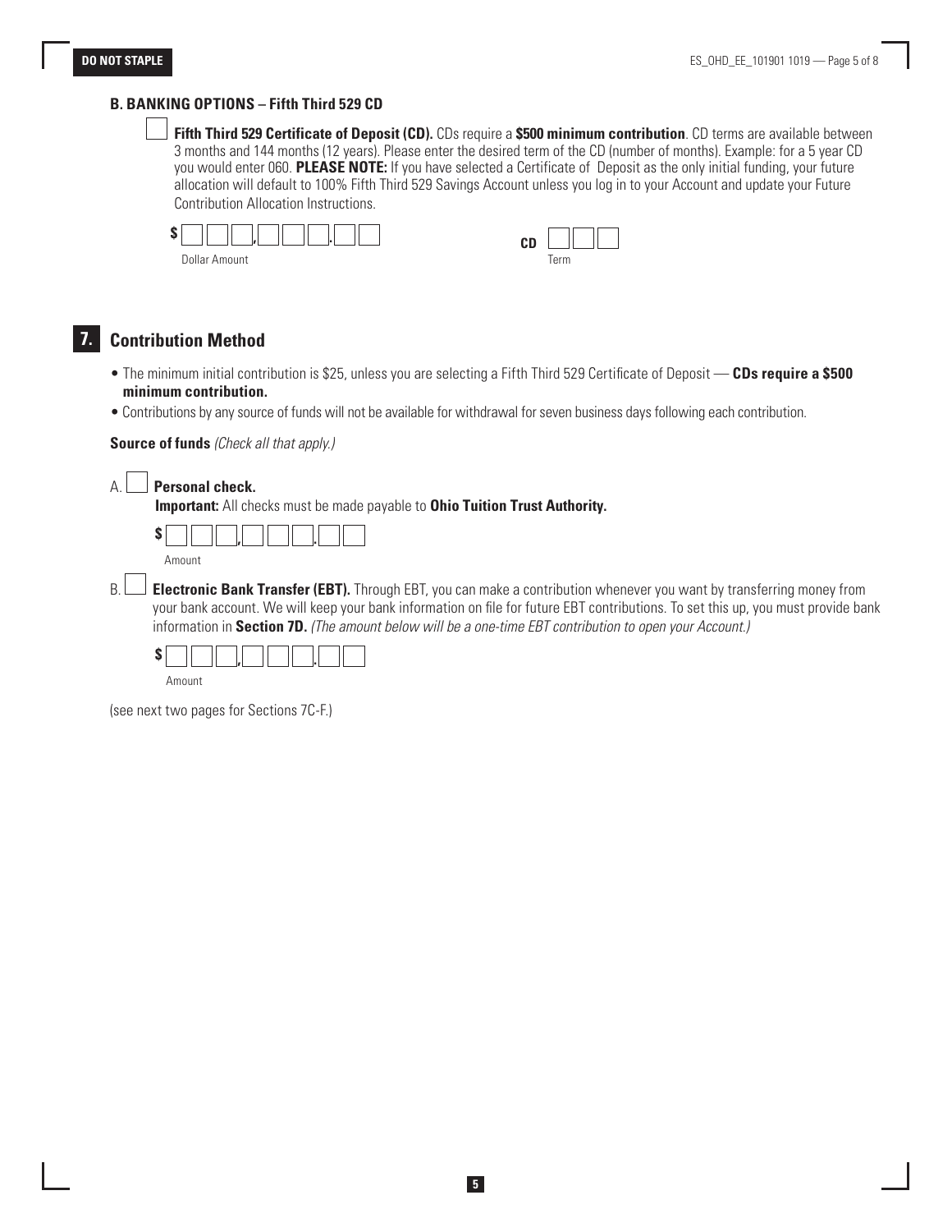### B. BANKING OPTIONS – Fifth Third 529 CD

☐ **Fifth Third 529 Certificate of Deposit (CD).** CDs require a **$500 minimum contribution**. CD terms are available between 3 months and 144 months (12 years). Please enter the desired term of the CD (number of months). Example: for a 5 year CD you would enter 060. **PLEASE NOTE:** If you have selected a Certificate of Deposit as the only initial funding, your future allocation will default to 100% Fifth Third 529 Savings Account unless you log in to your Account and update your Future Contribution Allocation Instructions.

$ ☐☐☐,☐☐☐.☐☐
Dollar Amount

CD ☐☐☐
Term

## 7. Contribution Method

- The minimum initial contribution is $25, unless you are selecting a Fifth Third 529 Certificate of Deposit — **CDs require a $500 minimum contribution.**
- Contributions by any source of funds will not be available for withdrawal for seven business days following each contribution.

**Source of funds** *(Check all that apply.)*

A. ☐ **Personal check.**
**Important:** All checks must be made payable to **Ohio Tuition Trust Authority.**

$ ☐☐☐,☐☐☐.☐☐
Amount

B. ☐ **Electronic Bank Transfer (EBT).** Through EBT, you can make a contribution whenever you want by transferring money from your bank account. We will keep your bank information on file for future EBT contributions. To set this up, you must provide bank information in **Section 7D.** *(The amount below will be a one-time EBT contribution to open your Account.)*

$ ☐☐☐,☐☐☐.☐☐
Amount

(see next two pages for Sections 7C-F.)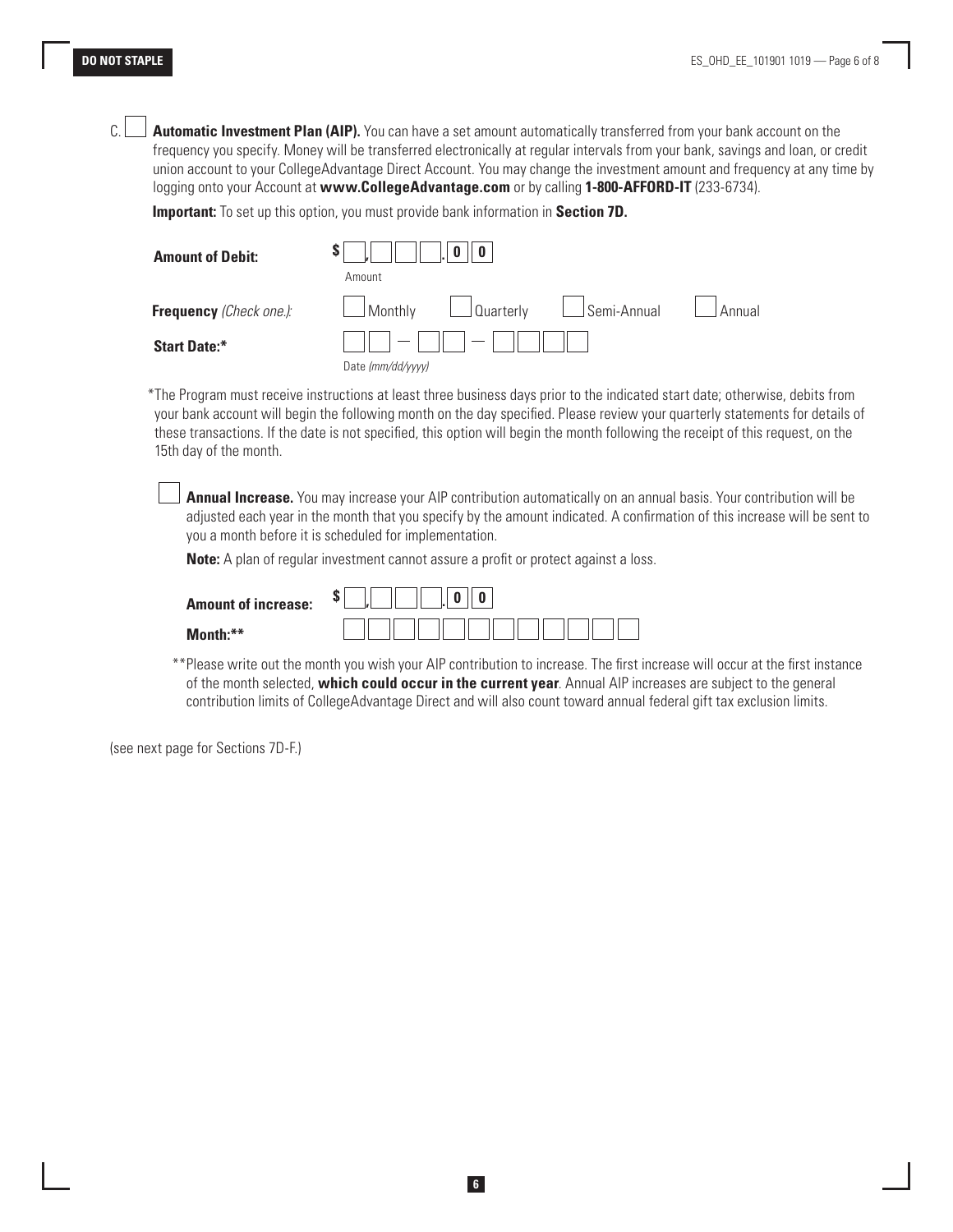C. ☐ **Automatic Investment Plan (AIP).** You can have a set amount automatically transferred from your bank account on the frequency you specify. Money will be transferred electronically at regular intervals from your bank, savings and loan, or credit union account to your CollegeAdvantage Direct Account. You may change the investment amount and frequency at any time by logging onto your Account at **www.CollegeAdvantage.com** or by calling **1-800-AFFORD-IT** (233-6734).

**Important:** To set up this option, you must provide bank information in **Section 7D.**

**Amount of Debit:** $ ☐,☐☐☐.0 0
Amount

**Frequency** *(Check one.)*: ☐ Monthly ☐ Quarterly ☐ Semi-Annual ☐ Annual

**Start Date:*** ☐☐ — ☐☐ — ☐☐☐☐
Date *(mm/dd/yyyy)*

*The Program must receive instructions at least three business days prior to the indicated start date; otherwise, debits from your bank account will begin the following month on the day specified. Please review your quarterly statements for details of these transactions. If the date is not specified, this option will begin the month following the receipt of this request, on the 15th day of the month.

☐ **Annual Increase.** You may increase your AIP contribution automatically on an annual basis. Your contribution will be adjusted each year in the month that you specify by the amount indicated. A confirmation of this increase will be sent to you a month before it is scheduled for implementation.

**Note:** A plan of regular investment cannot assure a profit or protect against a loss.

**Amount of increase:** $ ☐,☐☐☐.0 0

**Month:**** ☐☐☐☐☐☐☐☐☐☐☐☐

**Please write out the month you wish your AIP contribution to increase. The first increase will occur at the first instance of the month selected, **which could occur in the current year**. Annual AIP increases are subject to the general contribution limits of CollegeAdvantage Direct and will also count toward annual federal gift tax exclusion limits.

(see next page for Sections 7D-F.)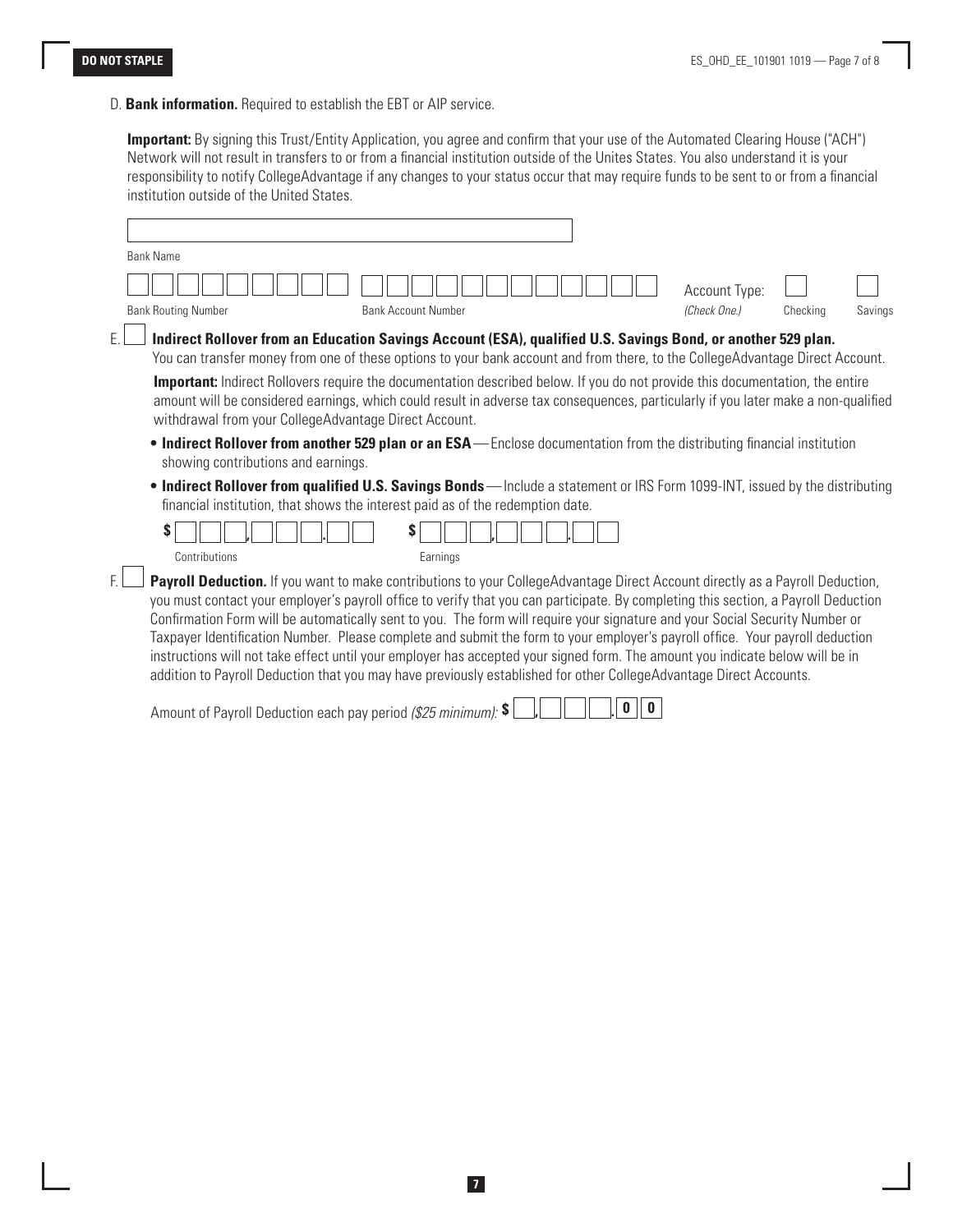D. **Bank information.** Required to establish the EBT or AIP service.

**Important:** By signing this Trust/Entity Application, you agree and confirm that your use of the Automated Clearing House ("ACH") Network will not result in transfers to or from a financial institution outside of the Unites States. You also understand it is your responsibility to notify CollegeAdvantage if any changes to your status occur that may require funds to be sent to or from a financial institution outside of the United States.

Bank Name: ____________________

Bank Routing Number: ____________________

Bank Account Number: ____________________

Account Type: *(Check One.)* ☐ Checking ☐ Savings

E. ☐ **Indirect Rollover from an Education Savings Account (ESA), qualified U.S. Savings Bond, or another 529 plan.**
You can transfer money from one of these options to your bank account and from there, to the CollegeAdvantage Direct Account.

**Important:** Indirect Rollovers require the documentation described below. If you do not provide this documentation, the entire amount will be considered earnings, which could result in adverse tax consequences, particularly if you later make a non-qualified withdrawal from your CollegeAdvantage Direct Account.

- **Indirect Rollover from another 529 plan or an ESA** — Enclose documentation from the distributing financial institution showing contributions and earnings.
- **Indirect Rollover from qualified U.S. Savings Bonds** — Include a statement or IRS Form 1099-INT, issued by the distributing financial institution, that shows the interest paid as of the redemption date.

Contributions: $ ___,___.__

Earnings: $ ___,___.__

F. ☐ **Payroll Deduction.** If you want to make contributions to your CollegeAdvantage Direct Account directly as a Payroll Deduction, you must contact your employer's payroll office to verify that you can participate. By completing this section, a Payroll Deduction Confirmation Form will be automatically sent to you. The form will require your signature and your Social Security Number or Taxpayer Identification Number. Please complete and submit the form to your employer's payroll office. Your payroll deduction instructions will not take effect until your employer has accepted your signed form. The amount you indicate below will be in addition to Payroll Deduction that you may have previously established for other CollegeAdvantage Direct Accounts.

Amount of Payroll Deduction each pay period *($25 minimum)*: $ _,___.00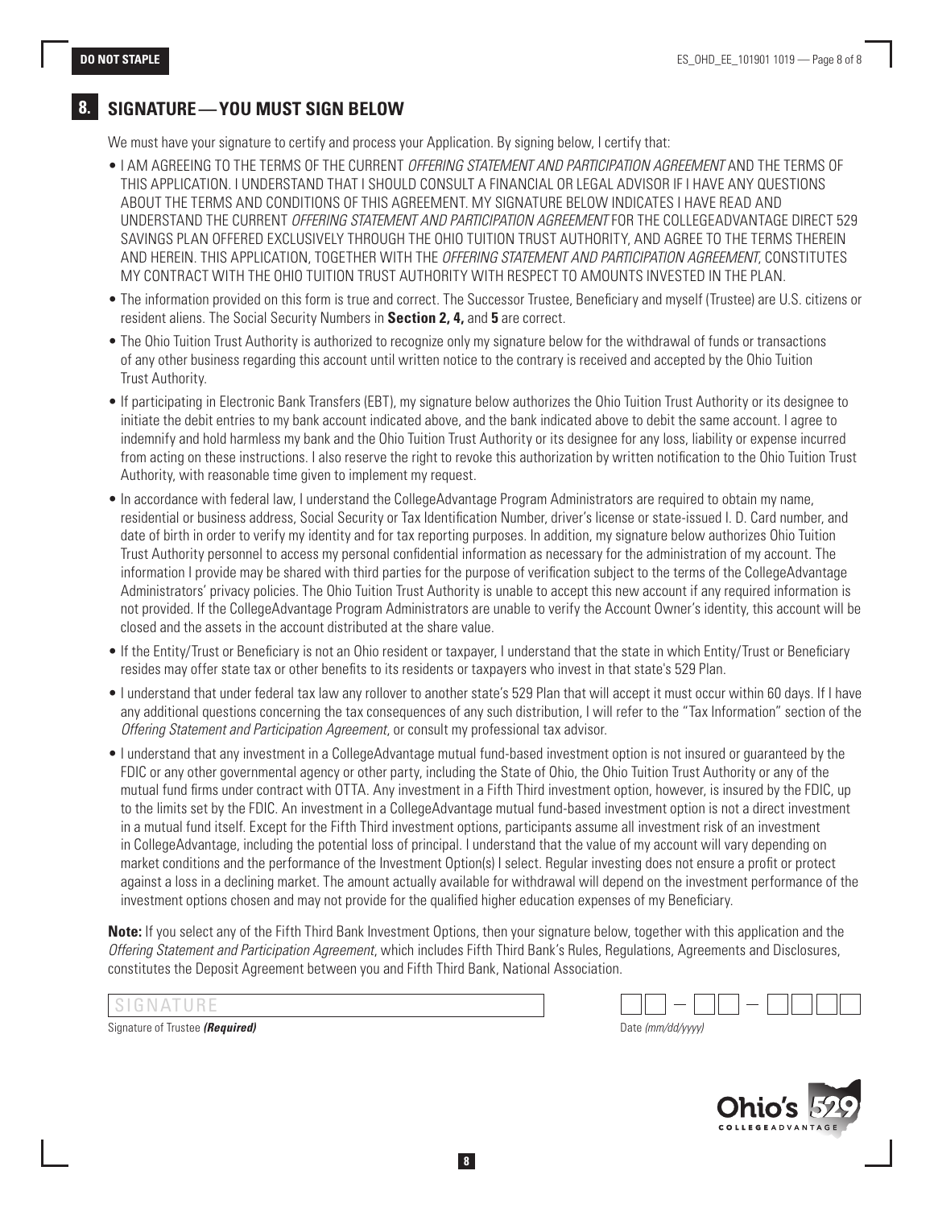**DO NOT STAPLE**

## 8. SIGNATURE — YOU MUST SIGN BELOW

We must have your signature to certify and process your Application. By signing below, I certify that:

- I AM AGREEING TO THE TERMS OF THE CURRENT *OFFERING STATEMENT AND PARTICIPATION AGREEMENT* AND THE TERMS OF THIS APPLICATION. I UNDERSTAND THAT I SHOULD CONSULT A FINANCIAL OR LEGAL ADVISOR IF I HAVE ANY QUESTIONS ABOUT THE TERMS AND CONDITIONS OF THIS AGREEMENT. MY SIGNATURE BELOW INDICATES I HAVE READ AND UNDERSTAND THE CURRENT *OFFERING STATEMENT AND PARTICIPATION AGREEMENT* FOR THE COLLEGEADVANTAGE DIRECT 529 SAVINGS PLAN OFFERED EXCLUSIVELY THROUGH THE OHIO TUITION TRUST AUTHORITY, AND AGREE TO THE TERMS THEREIN AND HEREIN. THIS APPLICATION, TOGETHER WITH THE *OFFERING STATEMENT AND PARTICIPATION AGREEMENT*, CONSTITUTES MY CONTRACT WITH THE OHIO TUITION TRUST AUTHORITY WITH RESPECT TO AMOUNTS INVESTED IN THE PLAN.
- The information provided on this form is true and correct. The Successor Trustee, Beneficiary and myself (Trustee) are U.S. citizens or resident aliens. The Social Security Numbers in **Section 2, 4,** and **5** are correct.
- The Ohio Tuition Trust Authority is authorized to recognize only my signature below for the withdrawal of funds or transactions of any other business regarding this account until written notice to the contrary is received and accepted by the Ohio Tuition Trust Authority.
- If participating in Electronic Bank Transfers (EBT), my signature below authorizes the Ohio Tuition Trust Authority or its designee to initiate the debit entries to my bank account indicated above, and the bank indicated above to debit the same account. I agree to indemnify and hold harmless my bank and the Ohio Tuition Trust Authority or its designee for any loss, liability or expense incurred from acting on these instructions. I also reserve the right to revoke this authorization by written notification to the Ohio Tuition Trust Authority, with reasonable time given to implement my request.
- In accordance with federal law, I understand the CollegeAdvantage Program Administrators are required to obtain my name, residential or business address, Social Security or Tax Identification Number, driver's license or state-issued I. D. Card number, and date of birth in order to verify my identity and for tax reporting purposes. In addition, my signature below authorizes Ohio Tuition Trust Authority personnel to access my personal confidential information as necessary for the administration of my account. The information I provide may be shared with third parties for the purpose of verification subject to the terms of the CollegeAdvantage Administrators' privacy policies. The Ohio Tuition Trust Authority is unable to accept this new account if any required information is not provided. If the CollegeAdvantage Program Administrators are unable to verify the Account Owner's identity, this account will be closed and the assets in the account distributed at the share value.
- If the Entity/Trust or Beneficiary is not an Ohio resident or taxpayer, I understand that the state in which Entity/Trust or Beneficiary resides may offer state tax or other benefits to its residents or taxpayers who invest in that state's 529 Plan.
- I understand that under federal tax law any rollover to another state's 529 Plan that will accept it must occur within 60 days. If I have any additional questions concerning the tax consequences of any such distribution, I will refer to the "Tax Information" section of the *Offering Statement and Participation Agreement*, or consult my professional tax advisor.
- I understand that any investment in a CollegeAdvantage mutual fund-based investment option is not insured or guaranteed by the FDIC or any other governmental agency or other party, including the State of Ohio, the Ohio Tuition Trust Authority or any of the mutual fund firms under contract with OTTA. Any investment in a Fifth Third investment option, however, is insured by the FDIC, up to the limits set by the FDIC. An investment in a CollegeAdvantage mutual fund-based investment option is not a direct investment in a mutual fund itself. Except for the Fifth Third investment options, participants assume all investment risk of an investment in CollegeAdvantage, including the potential loss of principal. I understand that the value of my account will vary depending on market conditions and the performance of the Investment Option(s) I select. Regular investing does not ensure a profit or protect against a loss in a declining market. The amount actually available for withdrawal will depend on the investment performance of the investment options chosen and may not provide for the qualified higher education expenses of my Beneficiary.

**Note:** If you select any of the Fifth Third Bank Investment Options, then your signature below, together with this application and the *Offering Statement and Participation Agreement*, which includes Fifth Third Bank's Rules, Regulations, Agreements and Disclosures, constitutes the Deposit Agreement between you and Fifth Third Bank, National Association.

SIGNATURE

Signature of Trustee ***(Required)***

\_\_ \_\_ – \_\_ \_\_ – \_\_ \_\_ \_\_ \_\_

Date *(mm/dd/yyyy)*

Ohio's 529 COLLEGEADVANTAGE